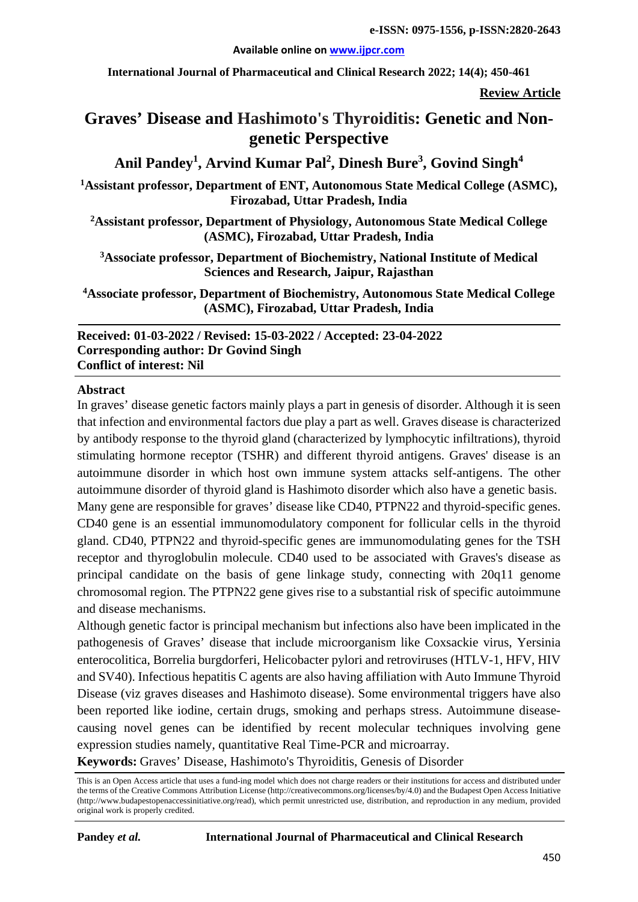**Review Article**

# Graves' Disease and Hashimoto's Thyroiditis: Genetic and Non-genetic Perspective

**Anil Pandey[1], Arvind Kumar Pal[2], Dinesh Bure[3], Govind Singh[4]**

[1]Assistant professor, Department of ENT, Autonomous State Medical College (ASMC), Firozabad, Uttar Pradesh, India

[2]Assistant professor, Department of Physiology, Autonomous State Medical College (ASMC), Firozabad, Uttar Pradesh, India

[3]Associate professor, Department of Biochemistry, National Institute of Medical Sciences and Research, Jaipur, Rajasthan

[4]Associate professor, Department of Biochemistry, Autonomous State Medical College (ASMC), Firozabad, Uttar Pradesh, India

**Received: 01-03-2022 / Revised: 15-03-2022 / Accepted: 23-04-2022**
**Corresponding author: Dr Govind Singh**
**Conflict of interest: Nil**

## Abstract

In graves' disease genetic factors mainly plays a part in genesis of disorder. Although it is seen that infection and environmental factors due play a part as well. Graves disease is characterized by antibody response to the thyroid gland (characterized by lymphocytic infiltrations), thyroid stimulating hormone receptor (TSHR) and different thyroid antigens. Graves' disease is an autoimmune disorder in which host own immune system attacks self-antigens. The other autoimmune disorder of thyroid gland is Hashimoto disorder which also have a genetic basis.

Many gene are responsible for graves' disease like CD40, PTPN22 and thyroid-specific genes. CD40 gene is an essential immunomodulatory component for follicular cells in the thyroid gland. CD40, PTPN22 and thyroid-specific genes are immunomodulating genes for the TSH receptor and thyroglobulin molecule. CD40 used to be associated with Graves's disease as principal candidate on the basis of gene linkage study, connecting with 20q11 genome chromosomal region. The PTPN22 gene gives rise to a substantial risk of specific autoimmune and disease mechanisms.

Although genetic factor is principal mechanism but infections also have been implicated in the pathogenesis of Graves' disease that include microorganism like Coxsackie virus, Yersinia enterocolitica, Borrelia burgdorferi, Helicobacter pylori and retroviruses (HTLV-1, HFV, HIV and SV40). Infectious hepatitis C agents are also having affiliation with Auto Immune Thyroid Disease (viz graves diseases and Hashimoto disease). Some environmental triggers have also been reported like iodine, certain drugs, smoking and perhaps stress. Autoimmune disease-causing novel genes can be identified by recent molecular techniques involving gene expression studies namely, quantitative Real Time-PCR and microarray.

**Keywords:** Graves' Disease, Hashimoto's Thyroiditis, Genesis of Disorder

This is an Open Access article that uses a fund-ing model which does not charge readers or their institutions for access and distributed under the terms of the Creative Commons Attribution License (http://creativecommons.org/licenses/by/4.0) and the Budapest Open Access Initiative (http://www.budapestopenaccessinitiative.org/read), which permit unrestricted use, distribution, and reproduction in any medium, provided original work is properly credited.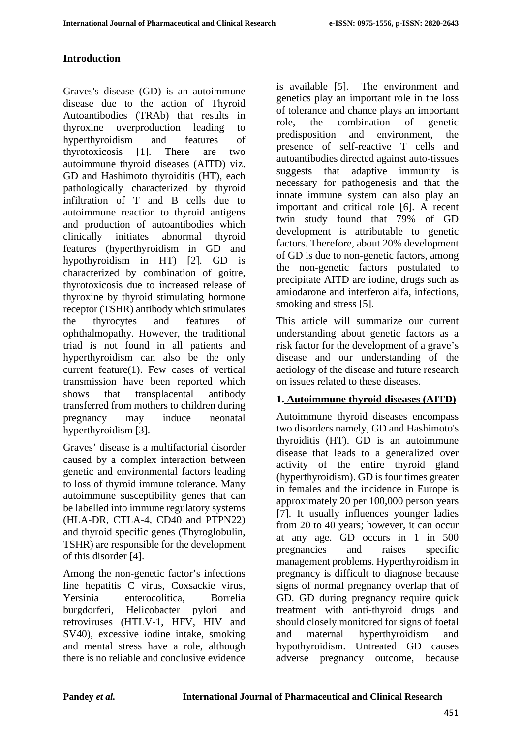## Introduction

Graves's disease (GD) is an autoimmune disease due to the action of Thyroid Autoantibodies (TRAb) that results in thyroxine overproduction leading to hyperthyroidism and features of thyrotoxicosis [1]. There are two autoimmune thyroid diseases (AITD) viz. GD and Hashimoto thyroiditis (HT), each pathologically characterized by thyroid infiltration of T and B cells due to autoimmune reaction to thyroid antigens and production of autoantibodies which clinically initiates abnormal thyroid features (hyperthyroidism in GD and hypothyroidism in HT) [2]. GD is characterized by combination of goitre, thyrotoxicosis due to increased release of thyroxine by thyroid stimulating hormone receptor (TSHR) antibody which stimulates the thyrocytes and features of ophthalmopathy. However, the traditional triad is not found in all patients and hyperthyroidism can also be the only current feature(1). Few cases of vertical transmission have been reported which shows that transplacental antibody transferred from mothers to children during pregnancy may induce neonatal hyperthyroidism [3].

Graves' disease is a multifactorial disorder caused by a complex interaction between genetic and environmental factors leading to loss of thyroid immune tolerance. Many autoimmune susceptibility genes that can be labelled into immune regulatory systems (HLA-DR, CTLA-4, CD40 and PTPN22) and thyroid specific genes (Thyroglobulin, TSHR) are responsible for the development of this disorder [4].

Among the non-genetic factor's infections line hepatitis C virus, Coxsackie virus, Yersinia enterocolitica, Borrelia burgdorferi, Helicobacter pylori and retroviruses (HTLV-1, HFV, HIV and SV40), excessive iodine intake, smoking and mental stress have a role, although there is no reliable and conclusive evidence is available [5]. The environment and genetics play an important role in the loss of tolerance and chance plays an important role, the combination of genetic predisposition and environment, the presence of self-reactive T cells and autoantibodies directed against auto-tissues suggests that adaptive immunity is necessary for pathogenesis and that the innate immune system can also play an important and critical role [6]. A recent twin study found that 79% of GD development is attributable to genetic factors. Therefore, about 20% development of GD is due to non-genetic factors, among the non-genetic factors postulated to precipitate AITD are iodine, drugs such as amiodarone and interferon alfa, infections, smoking and stress [5].

This article will summarize our current understanding about genetic factors as a risk factor for the development of a grave's disease and our understanding of the aetiology of the disease and future research on issues related to these diseases.

### 1. Autoimmune thyroid diseases (AITD)

Autoimmune thyroid diseases encompass two disorders namely, GD and Hashimoto's thyroiditis (HT). GD is an autoimmune disease that leads to a generalized over activity of the entire thyroid gland (hyperthyroidism). GD is four times greater in females and the incidence in Europe is approximately 20 per 100,000 person years [7]. It usually influences younger ladies from 20 to 40 years; however, it can occur at any age. GD occurs in 1 in 500 pregnancies and raises specific management problems. Hyperthyroidism in pregnancy is difficult to diagnose because signs of normal pregnancy overlap that of GD. GD during pregnancy require quick treatment with anti-thyroid drugs and should closely monitored for signs of foetal and maternal hyperthyroidism and hypothyroidism. Untreated GD causes adverse pregnancy outcome, because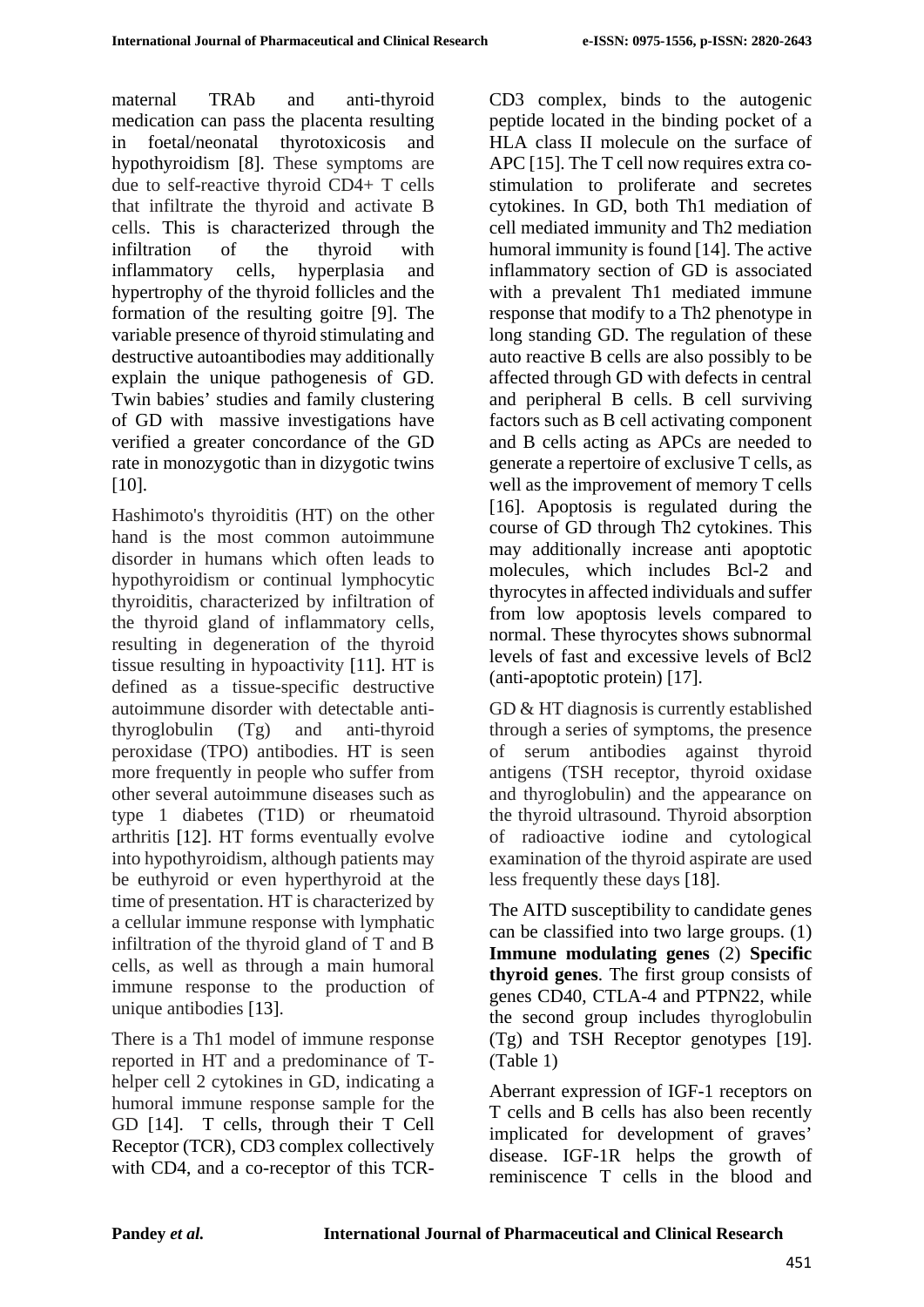maternal TRAb and anti-thyroid medication can pass the placenta resulting in foetal/neonatal thyrotoxicosis and hypothyroidism [8]. These symptoms are due to self-reactive thyroid CD4+ T cells that infiltrate the thyroid and activate B cells. This is characterized through the infiltration of the thyroid with inflammatory cells, hyperplasia and hypertrophy of the thyroid follicles and the formation of the resulting goitre [9]. The variable presence of thyroid stimulating and destructive autoantibodies may additionally explain the unique pathogenesis of GD. Twin babies' studies and family clustering of GD with massive investigations have verified a greater concordance of the GD rate in monozygotic than in dizygotic twins [10].

Hashimoto's thyroiditis (HT) on the other hand is the most common autoimmune disorder in humans which often leads to hypothyroidism or continual lymphocytic thyroiditis, characterized by infiltration of the thyroid gland of inflammatory cells, resulting in degeneration of the thyroid tissue resulting in hypoactivity [11]. HT is defined as a tissue-specific destructive autoimmune disorder with detectable anti-thyroglobulin (Tg) and anti-thyroid peroxidase (TPO) antibodies. HT is seen more frequently in people who suffer from other several autoimmune diseases such as type 1 diabetes (T1D) or rheumatoid arthritis [12]. HT forms eventually evolve into hypothyroidism, although patients may be euthyroid or even hyperthyroid at the time of presentation. HT is characterized by a cellular immune response with lymphatic infiltration of the thyroid gland of T and B cells, as well as through a main humoral immune response to the production of unique antibodies [13].

There is a Th1 model of immune response reported in HT and a predominance of T-helper cell 2 cytokines in GD, indicating a humoral immune response sample for the GD [14]. T cells, through their T Cell Receptor (TCR), CD3 complex collectively with CD4, and a co-receptor of this TCR-CD3 complex, binds to the autogenic peptide located in the binding pocket of a HLA class II molecule on the surface of APC [15]. The T cell now requires extra co-stimulation to proliferate and secretes cytokines. In GD, both Th1 mediation of cell mediated immunity and Th2 mediation humoral immunity is found [14]. The active inflammatory section of GD is associated with a prevalent Th1 mediated immune response that modify to a Th2 phenotype in long standing GD. The regulation of these auto reactive B cells are also possibly to be affected through GD with defects in central and peripheral B cells. B cell surviving factors such as B cell activating component and B cells acting as APCs are needed to generate a repertoire of exclusive T cells, as well as the improvement of memory T cells [16]. Apoptosis is regulated during the course of GD through Th2 cytokines. This may additionally increase anti apoptotic molecules, which includes Bcl-2 and thyrocytes in affected individuals and suffer from low apoptosis levels compared to normal. These thyrocytes shows subnormal levels of fast and excessive levels of Bcl2 (anti-apoptotic protein) [17].

GD & HT diagnosis is currently established through a series of symptoms, the presence of serum antibodies against thyroid antigens (TSH receptor, thyroid oxidase and thyroglobulin) and the appearance on the thyroid ultrasound. Thyroid absorption of radioactive iodine and cytological examination of the thyroid aspirate are used less frequently these days [18].

The AITD susceptibility to candidate genes can be classified into two large groups. (1) **Immune modulating genes** (2) **Specific thyroid genes**. The first group consists of genes CD40, CTLA-4 and PTPN22, while the second group includes thyroglobulin (Tg) and TSH Receptor genotypes [19]. (Table 1)

Aberrant expression of IGF-1 receptors on T cells and B cells has also been recently implicated for development of graves' disease. IGF-1R helps the growth of reminiscence T cells in the blood and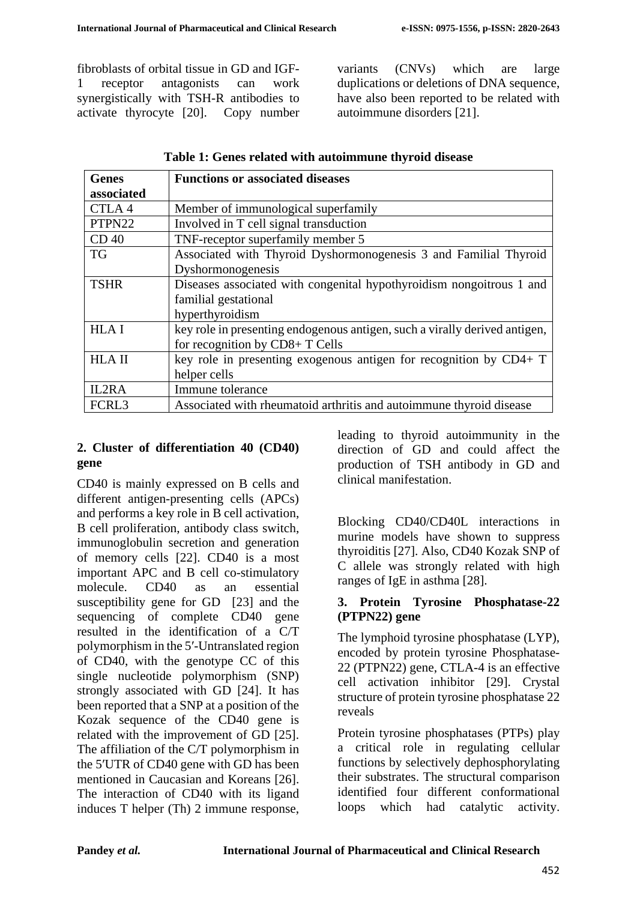fibroblasts of orbital tissue in GD and IGF-1 receptor antagonists can work synergistically with TSH-R antibodies to activate thyrocyte [20]. Copy number variants (CNVs) which are large duplications or deletions of DNA sequence, have also been reported to be related with autoimmune disorders [21].

**Table 1: Genes related with autoimmune thyroid disease**

| Genes associated | Functions or associated diseases |
| --- | --- |
| CTLA 4 | Member of immunological superfamily |
| PTPN22 | Involved in T cell signal transduction |
| CD 40 | TNF-receptor superfamily member 5 |
| TG | Associated with Thyroid Dyshormonogenesis 3 and Familial Thyroid Dyshormonogenesis |
| TSHR | Diseases associated with congenital hypothyroidism nongoitrous 1 and familial gestational hyperthyroidism |
| HLA I | key role in presenting endogenous antigen, such a virally derived antigen, for recognition by CD8+ T Cells |
| HLA II | key role in presenting exogenous antigen for recognition by CD4+ T helper cells |
| IL2RA | Immune tolerance |
| FCRL3 | Associated with rheumatoid arthritis and autoimmune thyroid disease |

## 2. Cluster of differentiation 40 (CD40) gene

CD40 is mainly expressed on B cells and different antigen-presenting cells (APCs) and performs a key role in B cell activation, B cell proliferation, antibody class switch, immunoglobulin secretion and generation of memory cells [22]. CD40 is a most important APC and B cell co-stimulatory molecule. CD40 as an essential susceptibility gene for GD [23] and the sequencing of complete CD40 gene resulted in the identification of a C/T polymorphism in the 5′-Untranslated region of CD40, with the genotype CC of this single nucleotide polymorphism (SNP) strongly associated with GD [24]. It has been reported that a SNP at a position of the Kozak sequence of the CD40 gene is related with the improvement of GD [25]. The affiliation of the C/T polymorphism in the 5′UTR of CD40 gene with GD has been mentioned in Caucasian and Koreans [26]. The interaction of CD40 with its ligand induces T helper (Th) 2 immune response, leading to thyroid autoimmunity in the direction of GD and could affect the production of TSH antibody in GD and clinical manifestation.

Blocking CD40/CD40L interactions in murine models have shown to suppress thyroiditis [27]. Also, CD40 Kozak SNP of C allele was strongly related with high ranges of IgE in asthma [28].

## 3. Protein Tyrosine Phosphatase-22 (PTPN22) gene

The lymphoid tyrosine phosphatase (LYP), encoded by protein tyrosine Phosphatase-22 (PTPN22) gene, CTLA-4 is an effective cell activation inhibitor [29]. Crystal structure of protein tyrosine phosphatase 22 reveals

Protein tyrosine phosphatases (PTPs) play a critical role in regulating cellular functions by selectively dephosphorylating their substrates. The structural comparison identified four different conformational loops which had catalytic activity.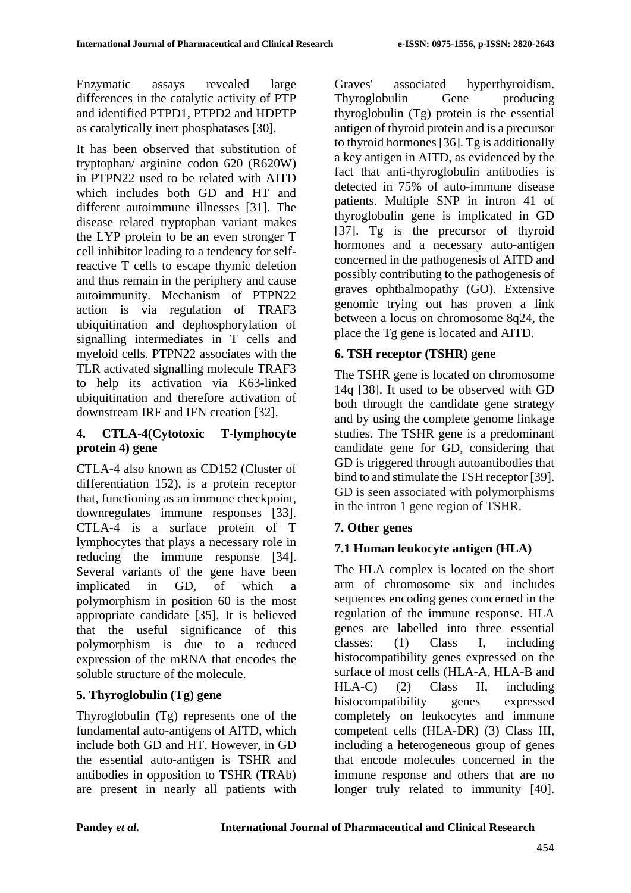Enzymatic assays revealed large differences in the catalytic activity of PTP and identified PTPD1, PTPD2 and HDPTP as catalytically inert phosphatases [30].

It has been observed that substitution of tryptophan/ arginine codon 620 (R620W) in PTPN22 used to be related with AITD which includes both GD and HT and different autoimmune illnesses [31]. The disease related tryptophan variant makes the LYP protein to be an even stronger T cell inhibitor leading to a tendency for self-reactive T cells to escape thymic deletion and thus remain in the periphery and cause autoimmunity. Mechanism of PTPN22 action is via regulation of TRAF3 ubiquitination and dephosphorylation of signalling intermediates in T cells and myeloid cells. PTPN22 associates with the TLR activated signalling molecule TRAF3 to help its activation via K63-linked ubiquitination and therefore activation of downstream IRF and IFN creation [32].

### 4. CTLA-4(Cytotoxic T-lymphocyte protein 4) gene

CTLA-4 also known as CD152 (Cluster of differentiation 152), is a protein receptor that, functioning as an immune checkpoint, downregulates immune responses [33]. CTLA-4 is a surface protein of T lymphocytes that plays a necessary role in reducing the immune response [34]. Several variants of the gene have been implicated in GD, of which a polymorphism in position 60 is the most appropriate candidate [35]. It is believed that the useful significance of this polymorphism is due to a reduced expression of the mRNA that encodes the soluble structure of the molecule.

### 5. Thyroglobulin (Tg) gene

Thyroglobulin (Tg) represents one of the fundamental auto-antigens of AITD, which include both GD and HT. However, in GD the essential auto-antigen is TSHR and antibodies in opposition to TSHR (TRAb) are present in nearly all patients with Graves' associated hyperthyroidism. Thyroglobulin Gene producing thyroglobulin (Tg) protein is the essential antigen of thyroid protein and is a precursor to thyroid hormones [36]. Tg is additionally a key antigen in AITD, as evidenced by the fact that anti-thyroglobulin antibodies is detected in 75% of auto-immune disease patients. Multiple SNP in intron 41 of thyroglobulin gene is implicated in GD [37]. Tg is the precursor of thyroid hormones and a necessary auto-antigen concerned in the pathogenesis of AITD and possibly contributing to the pathogenesis of graves ophthalmopathy (GO). Extensive genomic trying out has proven a link between a locus on chromosome 8q24, the place the Tg gene is located and AITD.

### 6. TSH receptor (TSHR) gene

The TSHR gene is located on chromosome 14q [38]. It used to be observed with GD both through the candidate gene strategy and by using the complete genome linkage studies. The TSHR gene is a predominant candidate gene for GD, considering that GD is triggered through autoantibodies that bind to and stimulate the TSH receptor [39]. GD is seen associated with polymorphisms in the intron 1 gene region of TSHR.

### 7. Other genes

### 7.1 Human leukocyte antigen (HLA)

The HLA complex is located on the short arm of chromosome six and includes sequences encoding genes concerned in the regulation of the immune response. HLA genes are labelled into three essential classes: (1) Class I, including histocompatibility genes expressed on the surface of most cells (HLA-A, HLA-B and HLA-C) (2) Class II, including histocompatibility genes expressed completely on leukocytes and immune competent cells (HLA-DR) (3) Class III, including a heterogeneous group of genes that encode molecules concerned in the immune response and others that are no longer truly related to immunity [40].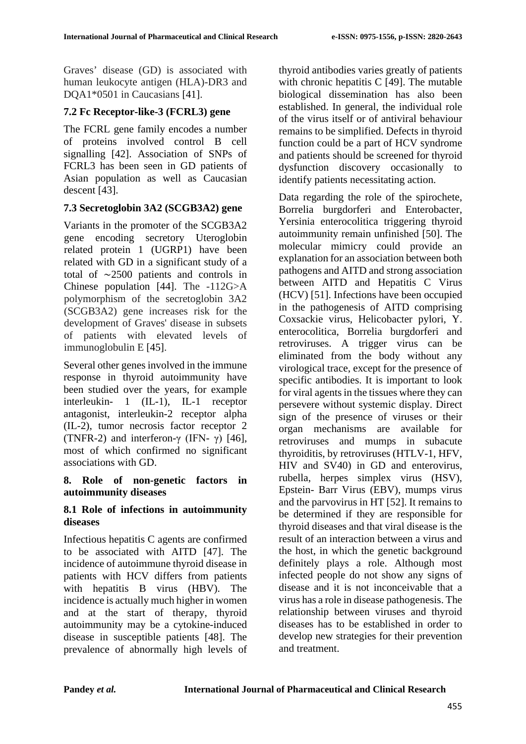Graves' disease (GD) is associated with human leukocyte antigen (HLA)-DR3 and DQA1*0501 in Caucasians [41].

### 7.2 Fc Receptor-like-3 (FCRL3) gene

The FCRL gene family encodes a number of proteins involved control B cell signalling [42]. Association of SNPs of FCRL3 has been seen in GD patients of Asian population as well as Caucasian descent [43].

### 7.3 Secretoglobin 3A2 (SCGB3A2) gene

Variants in the promoter of the SCGB3A2 gene encoding secretory Uteroglobin related protein 1 (UGRP1) have been related with GD in a significant study of a total of ∼2500 patients and controls in Chinese population [44]. The -112G>A polymorphism of the secretoglobin 3A2 (SCGB3A2) gene increases risk for the development of Graves' disease in subsets of patients with elevated levels of immunoglobulin E [45].

Several other genes involved in the immune response in thyroid autoimmunity have been studied over the years, for example interleukin- 1 (IL-1), IL-1 receptor antagonist, interleukin-2 receptor alpha (IL-2), tumor necrosis factor receptor 2 (TNFR-2) and interferon-γ (IFN- γ) [46], most of which confirmed no significant associations with GD.

## 8. Role of non-genetic factors in autoimmunity diseases

### 8.1 Role of infections in autoimmunity diseases

Infectious hepatitis C agents are confirmed to be associated with AITD [47]. The incidence of autoimmune thyroid disease in patients with HCV differs from patients with hepatitis B virus (HBV). The incidence is actually much higher in women and at the start of therapy, thyroid autoimmunity may be a cytokine-induced disease in susceptible patients [48]. The prevalence of abnormally high levels of thyroid antibodies varies greatly of patients with chronic hepatitis C [49]. The mutable biological dissemination has also been established. In general, the individual role of the virus itself or of antiviral behaviour remains to be simplified. Defects in thyroid function could be a part of HCV syndrome and patients should be screened for thyroid dysfunction discovery occasionally to identify patients necessitating action.

Data regarding the role of the spirochete, Borrelia burgdorferi and Enterobacter, Yersinia enterocolitica triggering thyroid autoimmunity remain unfinished [50]. The molecular mimicry could provide an explanation for an association between both pathogens and AITD and strong association between AITD and Hepatitis C Virus (HCV) [51]. Infections have been occupied in the pathogenesis of AITD comprising Coxsackie virus, Helicobacter pylori, Y. enterocolitica, Borrelia burgdorferi and retroviruses. A trigger virus can be eliminated from the body without any virological trace, except for the presence of specific antibodies. It is important to look for viral agents in the tissues where they can persevere without systemic display. Direct sign of the presence of viruses or their organ mechanisms are available for retroviruses and mumps in subacute thyroiditis, by retroviruses (HTLV-1, HFV, HIV and SV40) in GD and enterovirus, rubella, herpes simplex virus (HSV), Epstein- Barr Virus (EBV), mumps virus and the parvovirus in HT [52]. It remains to be determined if they are responsible for thyroid diseases and that viral disease is the result of an interaction between a virus and the host, in which the genetic background definitely plays a role. Although most infected people do not show any signs of disease and it is not inconceivable that a virus has a role in disease pathogenesis. The relationship between viruses and thyroid diseases has to be established in order to develop new strategies for their prevention and treatment.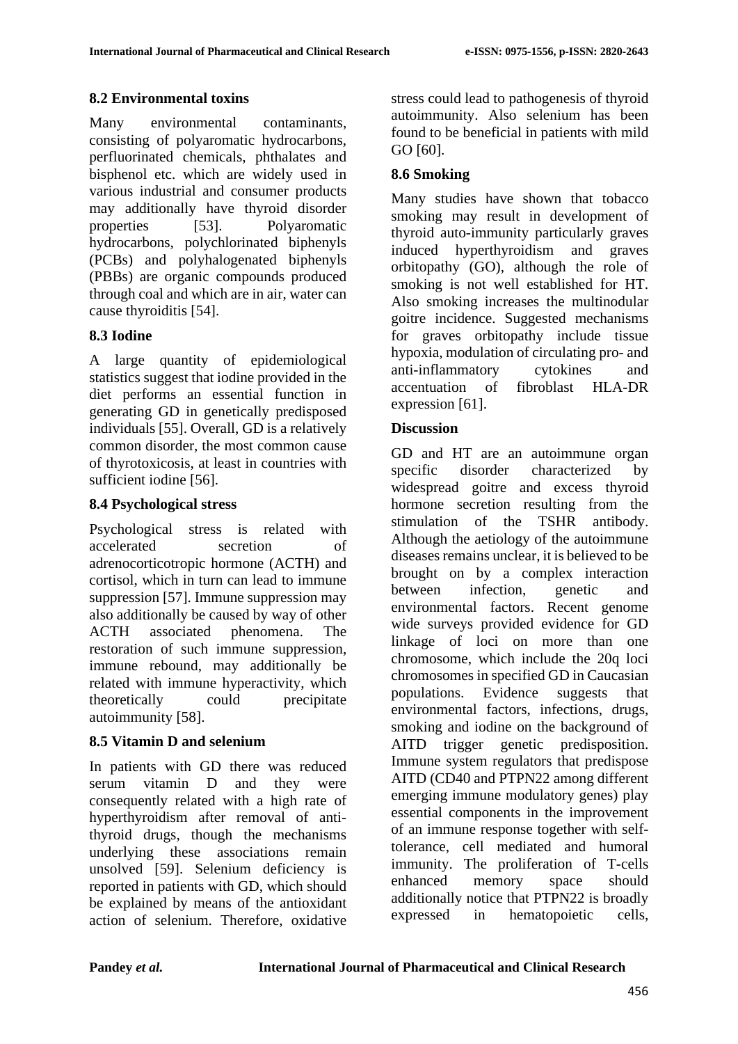### 8.2 Environmental toxins

Many environmental contaminants, consisting of polyaromatic hydrocarbons, perfluorinated chemicals, phthalates and bisphenol etc. which are widely used in various industrial and consumer products may additionally have thyroid disorder properties [53]. Polyaromatic hydrocarbons, polychlorinated biphenyls (PCBs) and polyhalogenated biphenyls (PBBs) are organic compounds produced through coal and which are in air, water can cause thyroiditis [54].

### 8.3 Iodine

A large quantity of epidemiological statistics suggest that iodine provided in the diet performs an essential function in generating GD in genetically predisposed individuals [55]. Overall, GD is a relatively common disorder, the most common cause of thyrotoxicosis, at least in countries with sufficient iodine [56].

### 8.4 Psychological stress

Psychological stress is related with accelerated secretion of adrenocorticotropic hormone (ACTH) and cortisol, which in turn can lead to immune suppression [57]. Immune suppression may also additionally be caused by way of other ACTH associated phenomena. The restoration of such immune suppression, immune rebound, may additionally be related with immune hyperactivity, which theoretically could precipitate autoimmunity [58].

### 8.5 Vitamin D and selenium

In patients with GD there was reduced serum vitamin D and they were consequently related with a high rate of hyperthyroidism after removal of anti-thyroid drugs, though the mechanisms underlying these associations remain unsolved [59]. Selenium deficiency is reported in patients with GD, which should be explained by means of the antioxidant action of selenium. Therefore, oxidative stress could lead to pathogenesis of thyroid autoimmunity. Also selenium has been found to be beneficial in patients with mild GO [60].

### 8.6 Smoking

Many studies have shown that tobacco smoking may result in development of thyroid auto-immunity particularly graves induced hyperthyroidism and graves orbitopathy (GO), although the role of smoking is not well established for HT. Also smoking increases the multinodular goitre incidence. Suggested mechanisms for graves orbitopathy include tissue hypoxia, modulation of circulating pro- and anti-inflammatory cytokines and accentuation of fibroblast HLA-DR expression [61].

## Discussion

GD and HT are an autoimmune organ specific disorder characterized by widespread goitre and excess thyroid hormone secretion resulting from the stimulation of the TSHR antibody. Although the aetiology of the autoimmune diseases remains unclear, it is believed to be brought on by a complex interaction between infection, genetic and environmental factors. Recent genome wide surveys provided evidence for GD linkage of loci on more than one chromosome, which include the 20q loci chromosomes in specified GD in Caucasian populations. Evidence suggests that environmental factors, infections, drugs, smoking and iodine on the background of AITD trigger genetic predisposition. Immune system regulators that predispose AITD (CD40 and PTPN22 among different emerging immune modulatory genes) play essential components in the improvement of an immune response together with self-tolerance, cell mediated and humoral immunity. The proliferation of T-cells enhanced memory space should additionally notice that PTPN22 is broadly expressed in hematopoietic cells,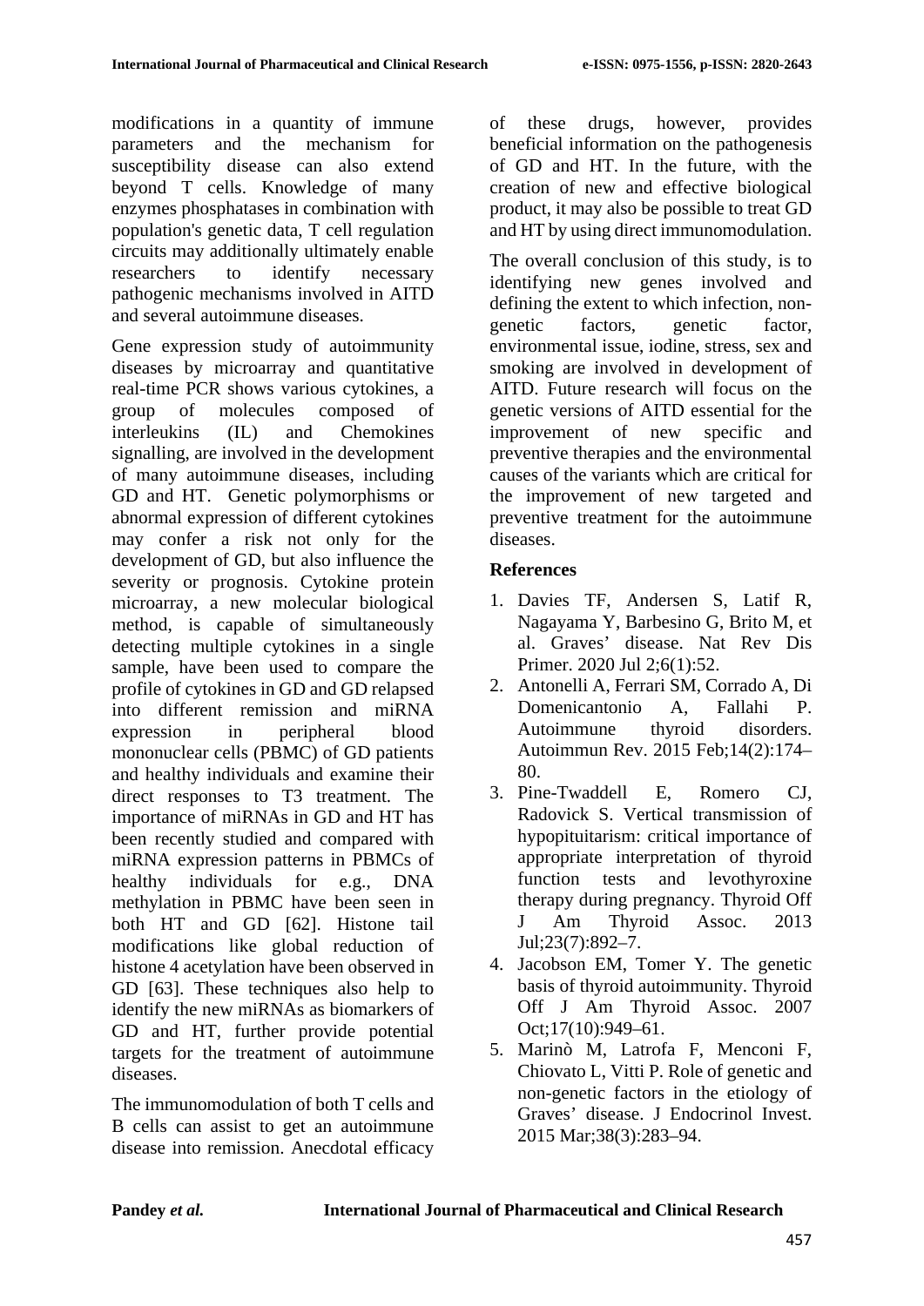modifications in a quantity of immune parameters and the mechanism for susceptibility disease can also extend beyond T cells. Knowledge of many enzymes phosphatases in combination with population's genetic data, T cell regulation circuits may additionally ultimately enable researchers to identify necessary pathogenic mechanisms involved in AITD and several autoimmune diseases.

Gene expression study of autoimmunity diseases by microarray and quantitative real-time PCR shows various cytokines, a group of molecules composed of interleukins (IL) and Chemokines signalling, are involved in the development of many autoimmune diseases, including GD and HT. Genetic polymorphisms or abnormal expression of different cytokines may confer a risk not only for the development of GD, but also influence the severity or prognosis. Cytokine protein microarray, a new molecular biological method, is capable of simultaneously detecting multiple cytokines in a single sample, have been used to compare the profile of cytokines in GD and GD relapsed into different remission and miRNA expression in peripheral blood mononuclear cells (PBMC) of GD patients and healthy individuals and examine their direct responses to T3 treatment. The importance of miRNAs in GD and HT has been recently studied and compared with miRNA expression patterns in PBMCs of healthy individuals for e.g., DNA methylation in PBMC have been seen in both HT and GD [62]. Histone tail modifications like global reduction of histone 4 acetylation have been observed in GD [63]. These techniques also help to identify the new miRNAs as biomarkers of GD and HT, further provide potential targets for the treatment of autoimmune diseases.

The immunomodulation of both T cells and B cells can assist to get an autoimmune disease into remission. Anecdotal efficacy of these drugs, however, provides beneficial information on the pathogenesis of GD and HT. In the future, with the creation of new and effective biological product, it may also be possible to treat GD and HT by using direct immunomodulation.

The overall conclusion of this study, is to identifying new genes involved and defining the extent to which infection, non-genetic factors, genetic factor, environmental issue, iodine, stress, sex and smoking are involved in development of AITD. Future research will focus on the genetic versions of AITD essential for the improvement of new specific and preventive therapies and the environmental causes of the variants which are critical for the improvement of new targeted and preventive treatment for the autoimmune diseases.

## References

1. Davies TF, Andersen S, Latif R, Nagayama Y, Barbesino G, Brito M, et al. Graves' disease. Nat Rev Dis Primer. 2020 Jul 2;6(1):52.
2. Antonelli A, Ferrari SM, Corrado A, Di Domenicantonio A, Fallahi P. Autoimmune thyroid disorders. Autoimmun Rev. 2015 Feb;14(2):174–80.
3. Pine-Twaddell E, Romero CJ, Radovick S. Vertical transmission of hypopituitarism: critical importance of appropriate interpretation of thyroid function tests and levothyroxine therapy during pregnancy. Thyroid Off J Am Thyroid Assoc. 2013 Jul;23(7):892–7.
4. Jacobson EM, Tomer Y. The genetic basis of thyroid autoimmunity. Thyroid Off J Am Thyroid Assoc. 2007 Oct;17(10):949–61.
5. Marinò M, Latrofa F, Menconi F, Chiovato L, Vitti P. Role of genetic and non-genetic factors in the etiology of Graves' disease. J Endocrinol Invest. 2015 Mar;38(3):283–94.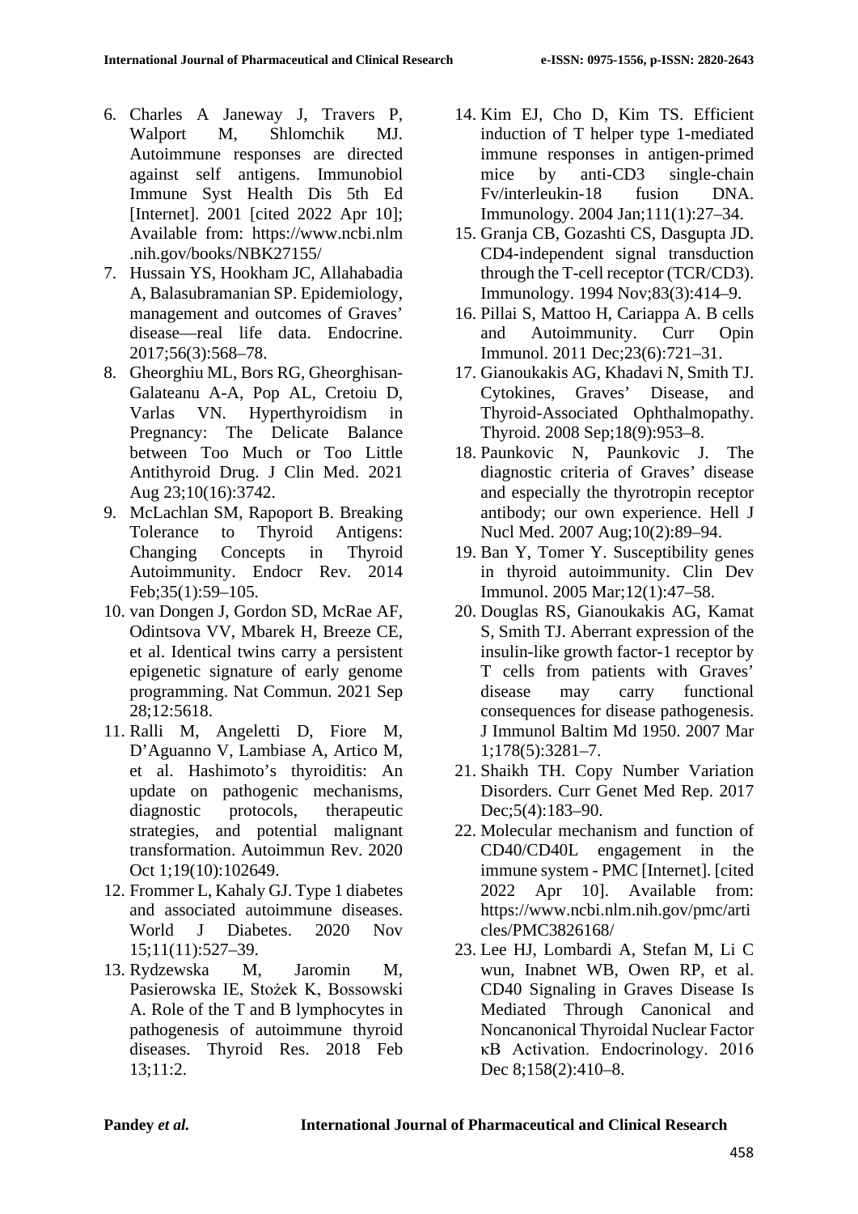6. Charles A Janeway J, Travers P, Walport M, Shlomchik MJ. Autoimmune responses are directed against self antigens. Immunobiol Immune Syst Health Dis 5th Ed [Internet]. 2001 [cited 2022 Apr 10]; Available from: https://www.ncbi.nlm.nih.gov/books/NBK27155/
7. Hussain YS, Hookham JC, Allahabadia A, Balasubramanian SP. Epidemiology, management and outcomes of Graves' disease—real life data. Endocrine. 2017;56(3):568–78.
8. Gheorghiu ML, Bors RG, Gheorghisan-Galateanu A-A, Pop AL, Cretoiu D, Varlas VN. Hyperthyroidism in Pregnancy: The Delicate Balance between Too Much or Too Little Antithyroid Drug. J Clin Med. 2021 Aug 23;10(16):3742.
9. McLachlan SM, Rapoport B. Breaking Tolerance to Thyroid Antigens: Changing Concepts in Thyroid Autoimmunity. Endocr Rev. 2014 Feb;35(1):59–105.
10. van Dongen J, Gordon SD, McRae AF, Odintsova VV, Mbarek H, Breeze CE, et al. Identical twins carry a persistent epigenetic signature of early genome programming. Nat Commun. 2021 Sep 28;12:5618.
11. Ralli M, Angeletti D, Fiore M, D'Aguanno V, Lambiase A, Artico M, et al. Hashimoto's thyroiditis: An update on pathogenic mechanisms, diagnostic protocols, therapeutic strategies, and potential malignant transformation. Autoimmun Rev. 2020 Oct 1;19(10):102649.
12. Frommer L, Kahaly GJ. Type 1 diabetes and associated autoimmune diseases. World J Diabetes. 2020 Nov 15;11(11):527–39.
13. Rydzewska M, Jaromin M, Pasierowska IE, Stożek K, Bossowski A. Role of the T and B lymphocytes in pathogenesis of autoimmune thyroid diseases. Thyroid Res. 2018 Feb 13;11:2.
14. Kim EJ, Cho D, Kim TS. Efficient induction of T helper type 1-mediated immune responses in antigen-primed mice by anti-CD3 single-chain Fv/interleukin-18 fusion DNA. Immunology. 2004 Jan;111(1):27–34.
15. Granja CB, Gozashti CS, Dasgupta JD. CD4-independent signal transduction through the T-cell receptor (TCR/CD3). Immunology. 1994 Nov;83(3):414–9.
16. Pillai S, Mattoo H, Cariappa A. B cells and Autoimmunity. Curr Opin Immunol. 2011 Dec;23(6):721–31.
17. Gianoukakis AG, Khadavi N, Smith TJ. Cytokines, Graves' Disease, and Thyroid-Associated Ophthalmopathy. Thyroid. 2008 Sep;18(9):953–8.
18. Paunkovic N, Paunkovic J. The diagnostic criteria of Graves' disease and especially the thyrotropin receptor antibody; our own experience. Hell J Nucl Med. 2007 Aug;10(2):89–94.
19. Ban Y, Tomer Y. Susceptibility genes in thyroid autoimmunity. Clin Dev Immunol. 2005 Mar;12(1):47–58.
20. Douglas RS, Gianoukakis AG, Kamat S, Smith TJ. Aberrant expression of the insulin-like growth factor-1 receptor by T cells from patients with Graves' disease may carry functional consequences for disease pathogenesis. J Immunol Baltim Md 1950. 2007 Mar 1;178(5):3281–7.
21. Shaikh TH. Copy Number Variation Disorders. Curr Genet Med Rep. 2017 Dec;5(4):183–90.
22. Molecular mechanism and function of CD40/CD40L engagement in the immune system - PMC [Internet]. [cited 2022 Apr 10]. Available from: https://www.ncbi.nlm.nih.gov/pmc/articles/PMC3826168/
23. Lee HJ, Lombardi A, Stefan M, Li C wun, Inabnet WB, Owen RP, et al. CD40 Signaling in Graves Disease Is Mediated Through Canonical and Noncanonical Thyroidal Nuclear Factor κB Activation. Endocrinology. 2016 Dec 8;158(2):410–8.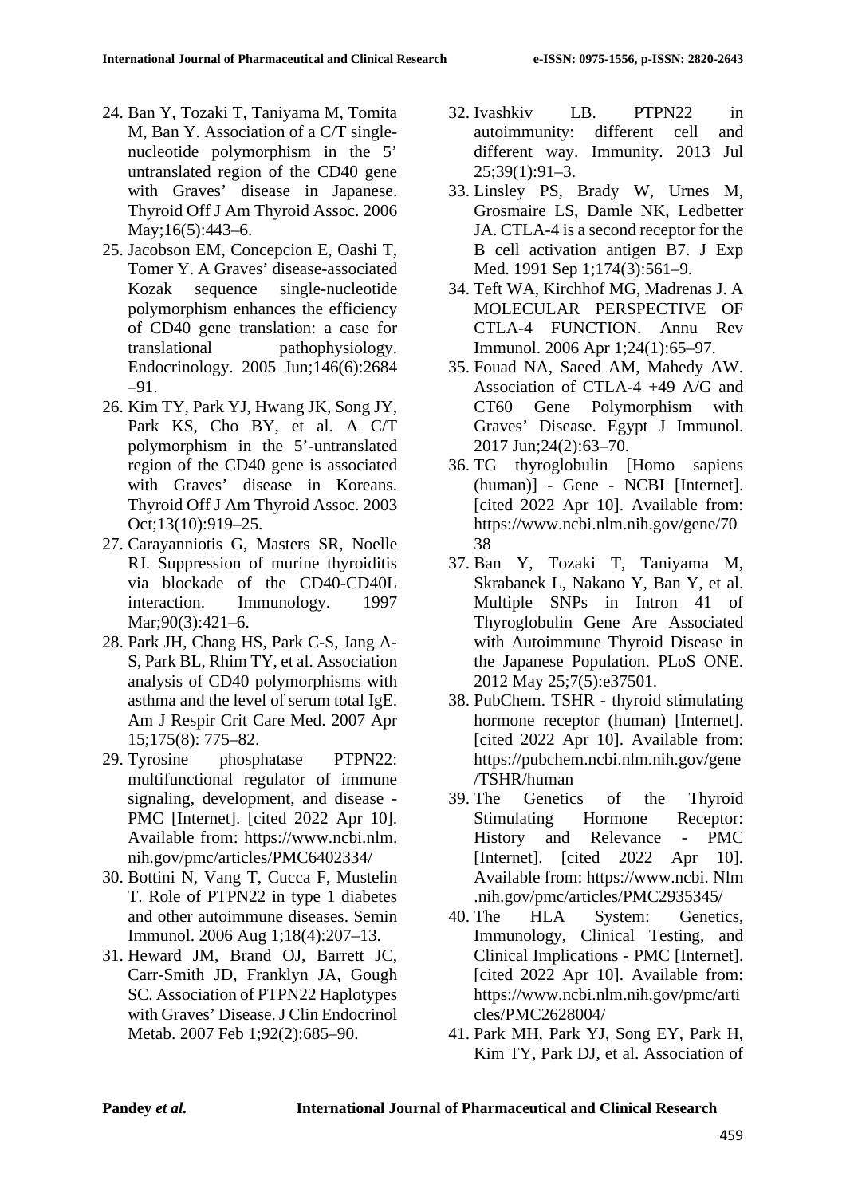24. Ban Y, Tozaki T, Taniyama M, Tomita M, Ban Y. Association of a C/T single-nucleotide polymorphism in the 5' untranslated region of the CD40 gene with Graves' disease in Japanese. Thyroid Off J Am Thyroid Assoc. 2006 May;16(5):443–6.
25. Jacobson EM, Concepcion E, Oashi T, Tomer Y. A Graves' disease-associated Kozak sequence single-nucleotide polymorphism enhances the efficiency of CD40 gene translation: a case for translational pathophysiology. Endocrinology. 2005 Jun;146(6):2684–91.
26. Kim TY, Park YJ, Hwang JK, Song JY, Park KS, Cho BY, et al. A C/T polymorphism in the 5'-untranslated region of the CD40 gene is associated with Graves' disease in Koreans. Thyroid Off J Am Thyroid Assoc. 2003 Oct;13(10):919–25.
27. Carayanniotis G, Masters SR, Noelle RJ. Suppression of murine thyroiditis via blockade of the CD40-CD40L interaction. Immunology. 1997 Mar;90(3):421–6.
28. Park JH, Chang HS, Park C-S, Jang A-S, Park BL, Rhim TY, et al. Association analysis of CD40 polymorphisms with asthma and the level of serum total IgE. Am J Respir Crit Care Med. 2007 Apr 15;175(8): 775–82.
29. Tyrosine phosphatase PTPN22: multifunctional regulator of immune signaling, development, and disease - PMC [Internet]. [cited 2022 Apr 10]. Available from: https://www.ncbi.nlm.nih.gov/pmc/articles/PMC6402334/
30. Bottini N, Vang T, Cucca F, Mustelin T. Role of PTPN22 in type 1 diabetes and other autoimmune diseases. Semin Immunol. 2006 Aug 1;18(4):207–13.
31. Heward JM, Brand OJ, Barrett JC, Carr-Smith JD, Franklyn JA, Gough SC. Association of PTPN22 Haplotypes with Graves' Disease. J Clin Endocrinol Metab. 2007 Feb 1;92(2):685–90.
32. Ivashkiv LB. PTPN22 in autoimmunity: different cell and different way. Immunity. 2013 Jul 25;39(1):91–3.
33. Linsley PS, Brady W, Urnes M, Grosmaire LS, Damle NK, Ledbetter JA. CTLA-4 is a second receptor for the B cell activation antigen B7. J Exp Med. 1991 Sep 1;174(3):561–9.
34. Teft WA, Kirchhof MG, Madrenas J. A MOLECULAR PERSPECTIVE OF CTLA-4 FUNCTION. Annu Rev Immunol. 2006 Apr 1;24(1):65–97.
35. Fouad NA, Saeed AM, Mahedy AW. Association of CTLA-4 +49 A/G and CT60 Gene Polymorphism with Graves' Disease. Egypt J Immunol. 2017 Jun;24(2):63–70.
36. TG thyroglobulin [Homo sapiens (human)] - Gene - NCBI [Internet]. [cited 2022 Apr 10]. Available from: https://www.ncbi.nlm.nih.gov/gene/7038
37. Ban Y, Tozaki T, Taniyama M, Skrabanek L, Nakano Y, Ban Y, et al. Multiple SNPs in Intron 41 of Thyroglobulin Gene Are Associated with Autoimmune Thyroid Disease in the Japanese Population. PLoS ONE. 2012 May 25;7(5):e37501.
38. PubChem. TSHR - thyroid stimulating hormone receptor (human) [Internet]. [cited 2022 Apr 10]. Available from: https://pubchem.ncbi.nlm.nih.gov/gene/TSHR/human
39. The Genetics of the Thyroid Stimulating Hormone Receptor: History and Relevance - PMC [Internet]. [cited 2022 Apr 10]. Available from: https://www.ncbi.Nlm.nih.gov/pmc/articles/PMC2935345/
40. The HLA System: Genetics, Immunology, Clinical Testing, and Clinical Implications - PMC [Internet]. [cited 2022 Apr 10]. Available from: https://www.ncbi.nlm.nih.gov/pmc/articles/PMC2628004/
41. Park MH, Park YJ, Song EY, Park H, Kim TY, Park DJ, et al. Association of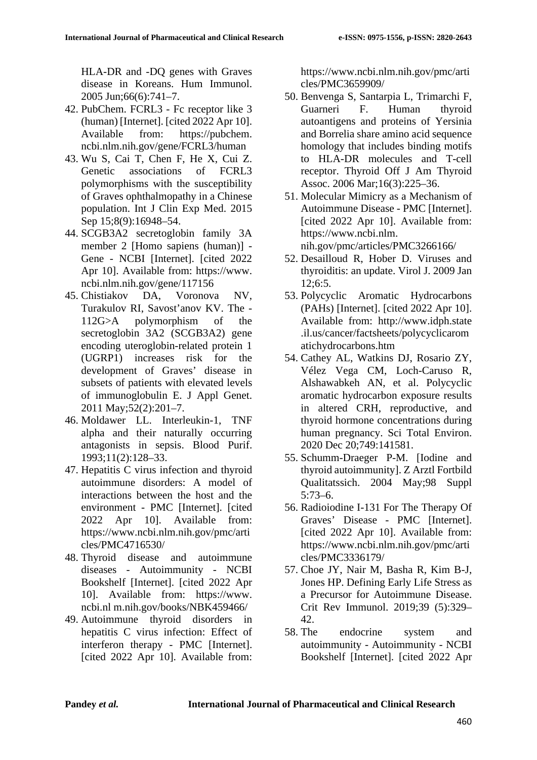HLA-DR and -DQ genes with Graves disease in Koreans. Hum Immunol. 2005 Jun;66(6):741–7.

42. PubChem. FCRL3 - Fc receptor like 3 (human) [Internet]. [cited 2022 Apr 10]. Available from: https://pubchem.ncbi.nlm.nih.gov/gene/FCRL3/human
43. Wu S, Cai T, Chen F, He X, Cui Z. Genetic associations of FCRL3 polymorphisms with the susceptibility of Graves ophthalmopathy in a Chinese population. Int J Clin Exp Med. 2015 Sep 15;8(9):16948–54.
44. SCGB3A2 secretoglobin family 3A member 2 [Homo sapiens (human)] - Gene - NCBI [Internet]. [cited 2022 Apr 10]. Available from: https://www.ncbi.nlm.nih.gov/gene/117156
45. Chistiakov DA, Voronova NV, Turakulov RI, Savost'anov KV. The -112G>A polymorphism of the secretoglobin 3A2 (SCGB3A2) gene encoding uteroglobin-related protein 1 (UGRP1) increases risk for the development of Graves' disease in subsets of patients with elevated levels of immunoglobulin E. J Appl Genet. 2011 May;52(2):201–7.
46. Moldawer LL. Interleukin-1, TNF alpha and their naturally occurring antagonists in sepsis. Blood Purif. 1993;11(2):128–33.
47. Hepatitis C virus infection and thyroid autoimmune disorders: A model of interactions between the host and the environment - PMC [Internet]. [cited 2022 Apr 10]. Available from: https://www.ncbi.nlm.nih.gov/pmc/articles/PMC4716530/
48. Thyroid disease and autoimmune diseases - Autoimmunity - NCBI Bookshelf [Internet]. [cited 2022 Apr 10]. Available from: https://www.ncbi.nl m.nih.gov/books/NBK459466/
49. Autoimmune thyroid disorders in hepatitis C virus infection: Effect of interferon therapy - PMC [Internet]. [cited 2022 Apr 10]. Available from: https://www.ncbi.nlm.nih.gov/pmc/articles/PMC3659909/
50. Benvenga S, Santarpia L, Trimarchi F, Guarneri F. Human thyroid autoantigens and proteins of Yersinia and Borrelia share amino acid sequence homology that includes binding motifs to HLA-DR molecules and T-cell receptor. Thyroid Off J Am Thyroid Assoc. 2006 Mar;16(3):225–36.
51. Molecular Mimicry as a Mechanism of Autoimmune Disease - PMC [Internet]. [cited 2022 Apr 10]. Available from: https://www.ncbi.nlm.nih.gov/pmc/articles/PMC3266166/
52. Desailloud R, Hober D. Viruses and thyroiditis: an update. Virol J. 2009 Jan 12;6:5.
53. Polycyclic Aromatic Hydrocarbons (PAHs) [Internet]. [cited 2022 Apr 10]. Available from: http://www.idph.state.il.us/cancer/factsheets/polycyclicaromatichydrocarbons.htm
54. Cathey AL, Watkins DJ, Rosario ZY, Vélez Vega CM, Loch-Caruso R, Alshawabkeh AN, et al. Polycyclic aromatic hydrocarbon exposure results in altered CRH, reproductive, and thyroid hormone concentrations during human pregnancy. Sci Total Environ. 2020 Dec 20;749:141581.
55. Schumm-Draeger P-M. [Iodine and thyroid autoimmunity]. Z Arztl Fortbild Qualitatssich. 2004 May;98 Suppl 5:73–6.
56. Radioiodine I-131 For The Therapy Of Graves' Disease - PMC [Internet]. [cited 2022 Apr 10]. Available from: https://www.ncbi.nlm.nih.gov/pmc/articles/PMC3336179/
57. Choe JY, Nair M, Basha R, Kim B-J, Jones HP. Defining Early Life Stress as a Precursor for Autoimmune Disease. Crit Rev Immunol. 2019;39 (5):329–42.
58. The endocrine system and autoimmunity - Autoimmunity - NCBI Bookshelf [Internet]. [cited 2022 Apr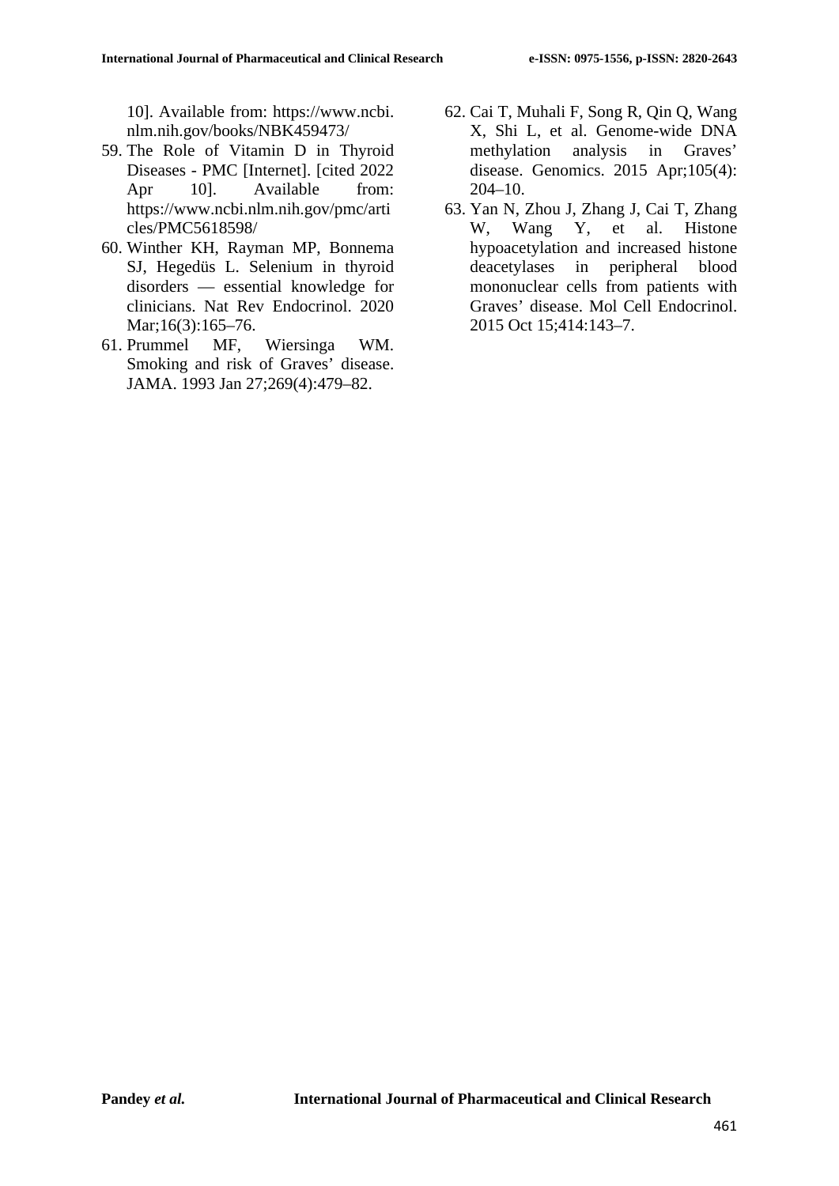10]. Available from: https://www.ncbi.nlm.nih.gov/books/NBK459473/

59. The Role of Vitamin D in Thyroid Diseases - PMC [Internet]. [cited 2022 Apr 10]. Available from: https://www.ncbi.nlm.nih.gov/pmc/articles/PMC5618598/
60. Winther KH, Rayman MP, Bonnema SJ, Hegedüs L. Selenium in thyroid disorders — essential knowledge for clinicians. Nat Rev Endocrinol. 2020 Mar;16(3):165–76.
61. Prummel MF, Wiersinga WM. Smoking and risk of Graves' disease. JAMA. 1993 Jan 27;269(4):479–82.
62. Cai T, Muhali F, Song R, Qin Q, Wang X, Shi L, et al. Genome-wide DNA methylation analysis in Graves' disease. Genomics. 2015 Apr;105(4): 204–10.
63. Yan N, Zhou J, Zhang J, Cai T, Zhang W, Wang Y, et al. Histone hypoacetylation and increased histone deacetylases in peripheral blood mononuclear cells from patients with Graves' disease. Mol Cell Endocrinol. 2015 Oct 15;414:143–7.